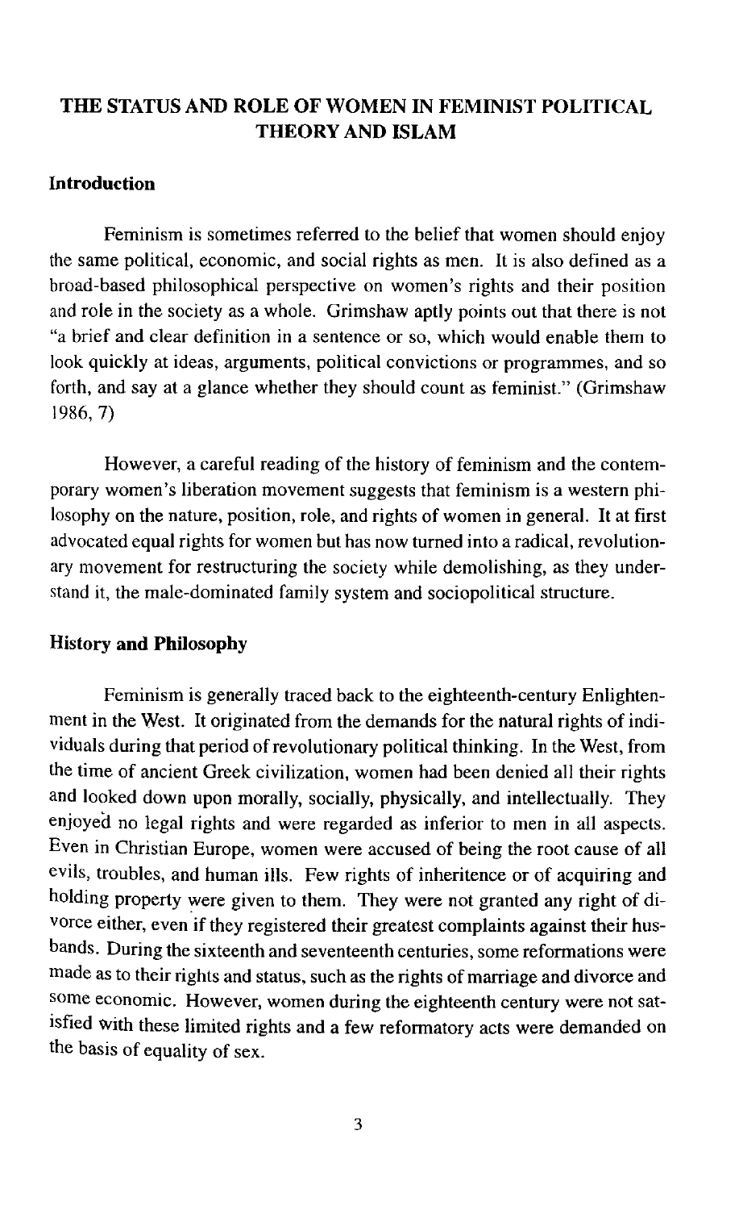# THE STATUS AND ROLE OF WOMEN IN FEMINIST POLITICAL THEORY AND ISLAM

## Introduction

Feminism is sometimes referred to the belief that women should enjoy the same political, economic, and social rights as men. It is also defined as a broad-based philosophical perspective on women's rights and their position and role in the society as a whole. Grimshaw aptly points out that there is not "a brief and clear definition in a sentence or so, which would enable them to look quickly at ideas, arguments, political convictions or programmes, and so forth, and say at a glance whether they should count as feminist." (Grimshaw 1986, 7)

However, a careful reading of the history of feminism and the contemporary women's liberation movement suggests that feminism is a western philosophy on the nature, position, role, and rights of women in general. It at first advocated equal rights for women but has now turned into a radical, revolutionary movement for restructuring the society while demolishing, as they understand it, the male-dominated family system and sociopolitical structure.

## History and Philosophy

Feminism is generally traced back to the eighteenth-century Enlightenment in the West. It originated from the demands for the natural rights of individuals during that period of revolutionary political thinking. In the West, from the time of ancient Greek civilization, women had been denied all their rights and looked down upon morally, socially, physically, and intellectually. They enjoyed no legal rights and were regarded as inferior to men in all aspects. Even in Christian Europe, women were accused of being the root cause of all evils, troubles, and human ills. Few rights of inheritence or of acquiring and holding property were given to them. They were not granted any right of divorce either, even if they registered their greatest complaints against their husbands. During the sixteenth and seventeenth centuries, some reformations were made as to their rights and status, such as the rights of marriage and divorce and some economic. However, women during the eighteenth century were not satisfied with these limited rights and a few reformatory acts were demanded on the basis of equality of sex.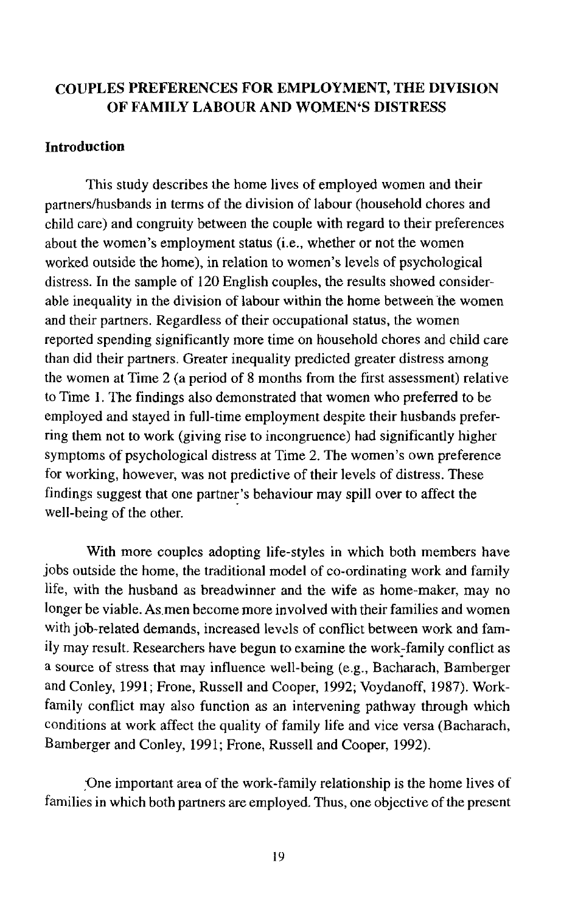## COUPLES PREFERENCES FOR EMPLOYMENT, THE DIVISION OF FAMILY LABOUR AND WOMEN'S DISTRESS

### Introduction

This study describes the home lives of employed women and their partners/husbands in terms of the division of labour (household chores and child care) and congruity between the couple with regard to their preferences about the women's employment status (i.e., whether or not the women worked outside the home), in relation to women's levels of psychological distress. In the sample of 120 English couples, the results showed considerable inequality in the division of labour within the home between the women and their partners. Regardless of their occupational status, the women reported spending significantly more time on household chores and child care than did their partners. Greater inequality predicted greater distress among the women at Time 2 (a period of 8 months from the first assessment) relative to Time 1. The findings also demonstrated that women who preferred to be employed and stayed in full-time employment despite their husbands preferring them not to work (giving rise to incongruence) had significantly higher symptoms of psychological distress at Time 2. The women's own preference for working, however, was not predictive of their levels of distress. These findings suggest that one partner's behaviour may spill over to affect the well-being of the other.

With more couples adopting life-styles in which both members have jobs outside the home, the traditional model of co-ordinating work and family life, with the husband as breadwinner and the wife as home-maker, may no longer be viable. As men become more involved with their families and women with job-related demands, increased levels of conflict between work and family may result. Researchers have begun to examine the work-family conflict as a source of stress that may influence well-being (e.g., Bacharach, Bamberger and Conley, 1991; Frone, Russell and Cooper, 1992; Voydanoff, 1987). Work-family conflict may also function as an intervening pathway through which conditions at work affect the quality of family life and vice versa (Bacharach, Bamberger and Conley, 1991; Frone, Russell and Cooper, 1992).

One important area of the work-family relationship is the home lives of families in which both partners are employed. Thus, one objective of the present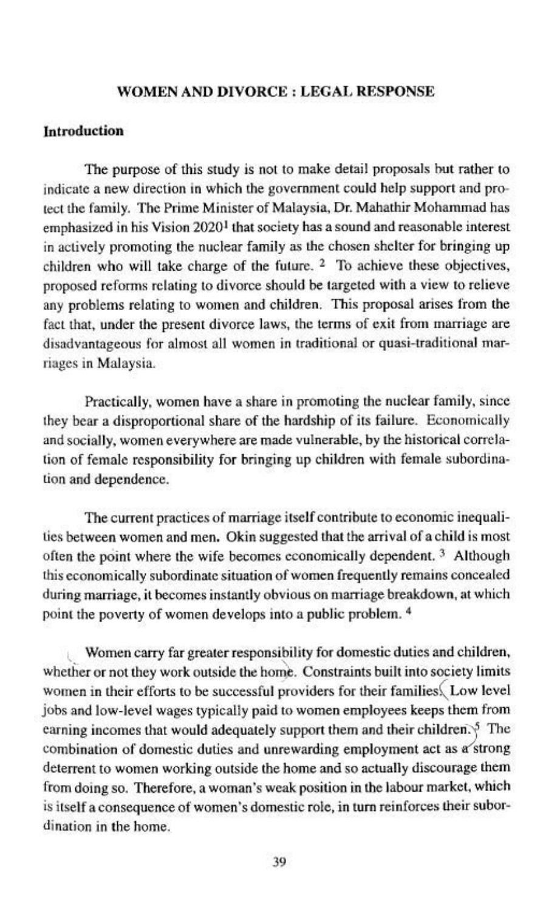## WOMEN AND DIVORCE : LEGAL RESPONSE

### Introduction

The purpose of this study is not to make detail proposals but rather to indicate a new direction in which the government could help support and protect the family. The Prime Minister of Malaysia, Dr. Mahathir Mohammad has emphasized in his Vision 2020[1] that society has a sound and reasonable interest in actively promoting the nuclear family as the chosen shelter for bringing up children who will take charge of the future. [2] To achieve these objectives, proposed reforms relating to divorce should be targeted with a view to relieve any problems relating to women and children. This proposal arises from the fact that, under the present divorce laws, the terms of exit from marriage are disadvantageous for almost all women in traditional or quasi-traditional marriages in Malaysia.

Practically, women have a share in promoting the nuclear family, since they bear a disproportional share of the hardship of its failure. Economically and socially, women everywhere are made vulnerable, by the historical correlation of female responsibility for bringing up children with female subordination and dependence.

The current practices of marriage itself contribute to economic inequalities between women and men. Okin suggested that the arrival of a child is most often the point where the wife becomes economically dependent. [3] Although this economically subordinate situation of women frequently remains concealed during marriage, it becomes instantly obvious on marriage breakdown, at which point the poverty of women develops into a public problem. [4]

Women carry far greater responsibility for domestic duties and children, whether or not they work outside the home. Constraints built into society limits women in their efforts to be successful providers for their families. Low level jobs and low-level wages typically paid to women employees keeps them from earning incomes that would adequately support them and their children. [5] The combination of domestic duties and unrewarding employment act as a strong deterrent to women working outside the home and so actually discourage them from doing so. Therefore, a woman's weak position in the labour market, which is itself a consequence of women's domestic role, in turn reinforces their subordination in the home.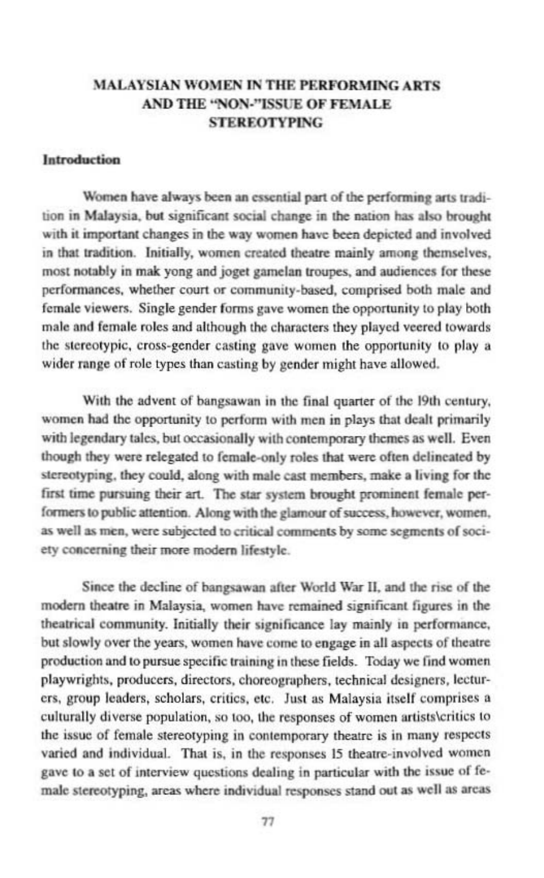# MALAYSIAN WOMEN IN THE PERFORMING ARTS AND THE "NON-"ISSUE OF FEMALE STEREOTYPING

## Introduction

Women have always been an essential part of the performing arts tradition in Malaysia, but significant social change in the nation has also brought with it important changes in the way women have been depicted and involved in that tradition. Initially, women created theatre mainly among themselves, most notably in mak yong and joget gamelan troupes, and audiences for these performances, whether court or community-based, comprised both male and female viewers. Single gender forms gave women the opportunity to play both male and female roles and although the characters they played veered towards the stereotypic, cross-gender casting gave women the opportunity to play a wider range of role types than casting by gender might have allowed.

With the advent of bangsawan in the final quarter of the 19th century, women had the opportunity to perform with men in plays that dealt primarily with legendary tales, but occasionally with contemporary themes as well. Even though they were relegated to female-only roles that were often delineated by stereotyping, they could, along with male cast members, make a living for the first time pursuing their art. The star system brought prominent female performers to public attention. Along with the glamour of success, however, women, as well as men, were subjected to critical comments by some segments of society concerning their more modern lifestyle.

Since the decline of bangsawan after World War II, and the rise of the modern theatre in Malaysia, women have remained significant figures in the theatrical community. Initially their significance lay mainly in performance, but slowly over the years, women have come to engage in all aspects of theatre production and to pursue specific training in these fields. Today we find women playwrights, producers, directors, choreographers, technical designers, lecturers, group leaders, scholars, critics, etc. Just as Malaysia itself comprises a culturally diverse population, so too, the responses of women artists\critics to the issue of female stereotyping in contemporary theatre is in many respects varied and individual. That is, in the responses 15 theatre-involved women gave to a set of interview questions dealing in particular with the issue of female stereotyping, areas where individual responses stand out as well as areas